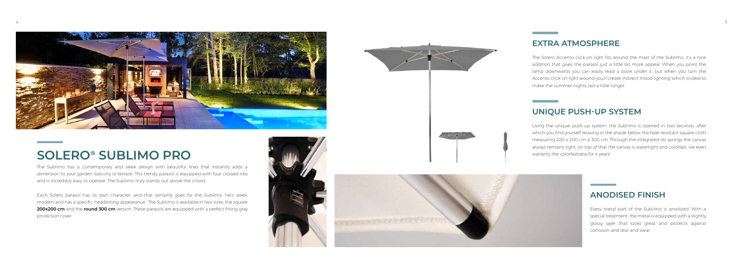# SOLERO® SUBLIMO PRO

The Sublimo has a contemporary and sleek design with beautiful lines that instantly adds a dimension to your garden, balcony or terrace. This trendy parasol is equipped with four crossed ribs and is incredibly easy to operate. The Sublimo truly stands out above the crowd.

Each Solero parasol has its own character, and that certainly goes for the Sublimo. He's sleek, modern and has a specific, headstrong appearance. The Sublimo is available in two sizes, the square **200x200 cm** and the **round 300 cm** version. These parasols are equipped with a perfect fitting gray protection cover.

## EXTRA ATMOSPHERE

The Solero Accento click-on light fits around the mast of the Sublimo, it's a nice addition that gives the parasol just a little bit more appeal. When you point the lamp downwards you can easily read a book under it, but when you turn the Accento click-on light around you'll create indirect mood lighting, which is ideal to make the summer nights last a little longer.

## UNIQUE PUSH-UP SYSTEM

Using the unique push-up system, the Sublimo is opened in two seconds, after which you find yourself relaxing in the shade below the fade resistant square cloth measuring 200 x 200 cm ø 300 cm. Through the integrated rib springs the canvas always remains tight, on top of that the canvas is watertight and colorfast, we even warranty the colorfastness for 4 years!

## ANODISED FINISH

Every metal part of the Sublimo is anodized. With a special treatment, the metal is equipped with a slightly glossy layer that looks great and protects against corrosion and tear and wear.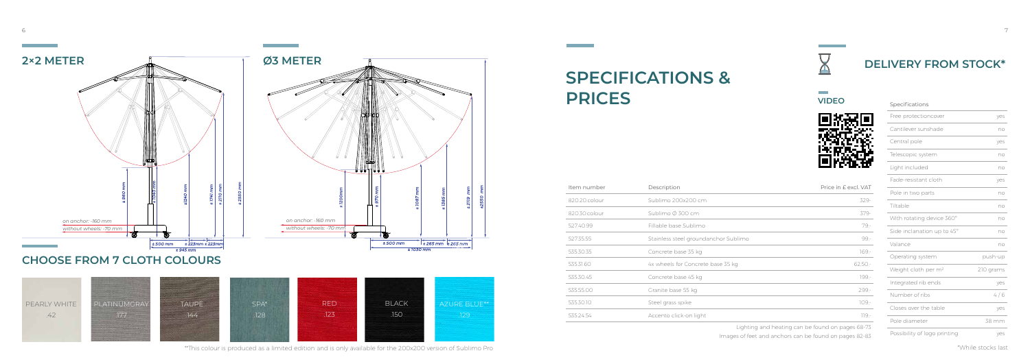## 2×2 METER

± 960 mm
± 1040 mm
± 1240 mm
± 1741 mm
± 2110 mm
± 2550 mm
on anchor: -160 mm
without wheels: -70 mm
± 500 mm
± 223mm ± 223mm
± 945 mm

## Ø3 METER

± 1200mm
± 970 mm
± 1087 mm
± 1385 mm
± 2119 mm
±2550 mm
on anchor: -160 mm
without wheels: -70 mm
± 500 mm
± 265 mm ± 265 mm
± 1030 mm

## CHOOSE FROM 7 CLOTH COLOURS

| | | | | | | |
|---|---|---|---|---|---|---|
| PEARLY WHITE .42 | PLATINUMGRAY .177 | TAUPE .144 | SPA* .128 | RED .123 | BLACK .150 | AZURE BLUE** .129 |

**This colour is produced as a limited edition and is only available for the 200x200 version of Sublimo Pro

# SPECIFICATIONS & PRICES

| Item number | Description | Price in £ excl. VAT |
|---|---|---|
| 820.20.colour | Sublimo 200x200 cm | 329.- |
| 820.30.colour | Sublimo Ø 300 cm | 379.- |
| 527.40.99 | Fillable base Sublimo | 79.- |
| 527.35.55 | Stainless steel groundanchor Sublimo | 99.- |
| 535.30.35 | Concrete base 35 kg | 169.- |
| 535.31.60 | 4x wheels for Concrete base 35 kg | 62.50.- |
| 535.30.45 | Concrete base 45 kg | 199.- |
| 535.55.00 | Granite base 55 kg | 299.- |
| 535.30.10 | Steel grass spike | 109.- |
| 535.24.54 | Accento click-on light | 119.- |

Lighting and heating can be found on pages 68-73

Images of feet and anchors can be found on pages 82-83

## DELIVERY FROM STOCK*

### VIDEO

| Specifications | |
|---|---|
| Free protectioncover | yes |
| Cantilever sunshade | no |
| Central pole | yes |
| Telescopic system | no |
| Light included | no |
| Fade-resistant cloth | yes |
| Pole in two parts | no |
| Tiltable | no |
| With rotating device 360° | no |
| Side inclanation up to 45° | no |
| Valance | no |
| Operating system | push-up |
| Weight cloth per m² | 210 grams |
| Integrated rib ends | yes |
| Number of ribs | 4 / 6 |
| Closes over the table | yes |
| Pole diameter | 38 mm |
| Possibility of logo printing | yes |

*While stocks last